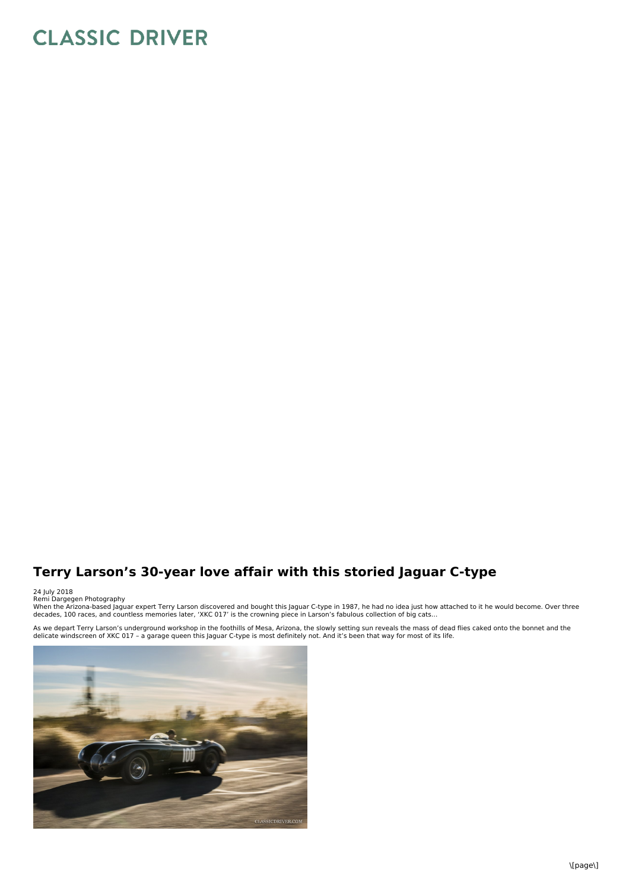# Terry Larson's 30-year love affair with this storied Jaguar C-type

24 July 2018
Remi Dargegen Photography

When the Arizona-based Jaguar expert Terry Larson discovered and bought this Jaguar C-type in 1987, he had no idea just how attached to it he would become. Over three decades, 100 races, and countless memories later, 'XKC 017' is the crowning piece in Larson's fabulous collection of big cats...

As we depart Terry Larson's underground workshop in the foothills of Mesa, Arizona, the slowly setting sun reveals the mass of dead flies caked onto the bonnet and the delicate windscreen of XKC 017 – a garage queen this Jaguar C-type is most definitely not. And it's been that way for most of its life.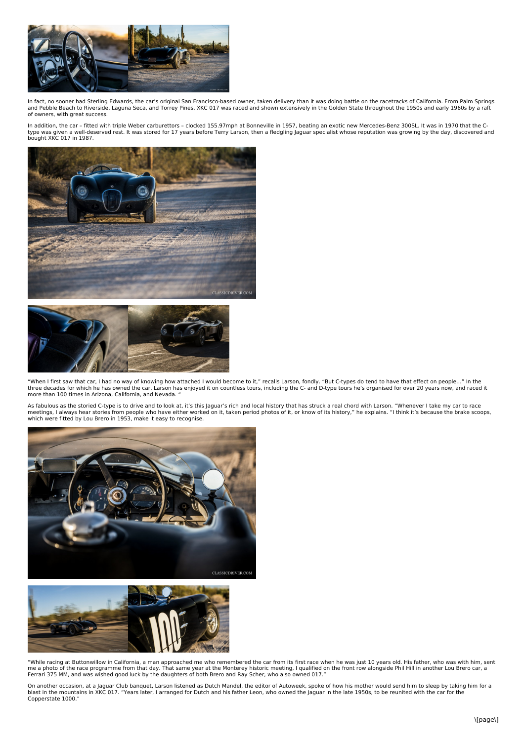In fact, no sooner had Sterling Edwards, the car's original San Francisco-based owner, taken delivery than it was doing battle on the racetracks of California. From Palm Springs and Pebble Beach to Riverside, Laguna Seca, and Torrey Pines, XKC 017 was raced and shown extensively in the Golden State throughout the 1950s and early 1960s by a raft of owners, with great success.

In addition, the car – fitted with triple Weber carburettors – clocked 155.97mph at Bonneville in 1957, beating an exotic new Mercedes-Benz 300SL. It was in 1970 that the C-type was given a well-deserved rest. It was stored for 17 years before Terry Larson, then a fledgling Jaguar specialist whose reputation was growing by the day, discovered and bought XKC 017 in 1987.

"When I first saw that car, I had no way of knowing how attached I would become to it," recalls Larson, fondly. "But C-types do tend to have that effect on people..." In the three decades for which he has owned the car, Larson has enjoyed it on countless tours, including the C- and D-type tours he's organised for over 20 years now, and raced it more than 100 times in Arizona, California, and Nevada. "

As fabulous as the storied C-type is to drive and to look at, it's this Jaguar's rich and local history that has struck a real chord with Larson. "Whenever I take my car to race meetings, I always hear stories from people who have either worked on it, taken period photos of it, or know of its history," he explains. "I think it's because the brake scoops, which were fitted by Lou Brero in 1953, make it easy to recognise.

"While racing at Buttonwillow in California, a man approached me who remembered the car from its first race when he was just 10 years old. His father, who was with him, sent me a photo of the race programme from that day. That same year at the Monterey historic meeting, I qualified on the front row alongside Phil Hill in another Lou Brero car, a Ferrari 375 MM, and was wished good luck by the daughters of both Brero and Ray Scher, who also owned 017."

On another occasion, at a Jaguar Club banquet, Larson listened as Dutch Mandel, the editor of Autoweek, spoke of how his mother would send him to sleep by taking him for a blast in the mountains in XKC 017. "Years later, I arranged for Dutch and his father Leon, who owned the Jaguar in the late 1950s, to be reunited with the car for the Copperstate 1000."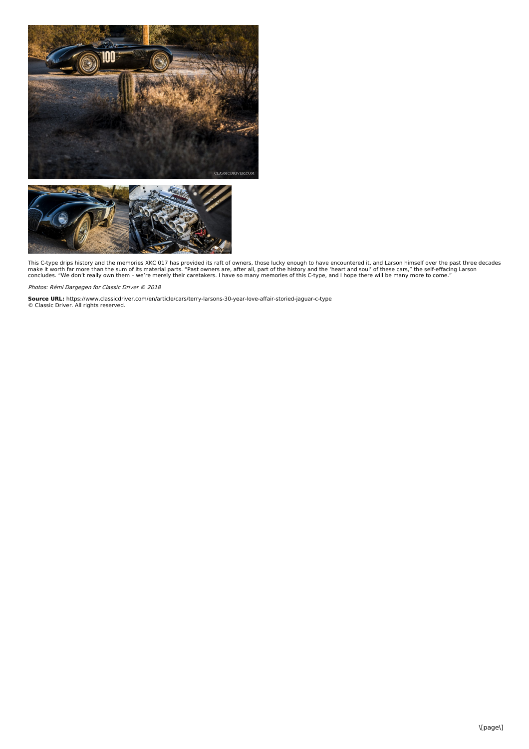This C-type drips history and the memories XKC 017 has provided its raft of owners, those lucky enough to have encountered it, and Larson himself over the past three decades make it worth far more than the sum of its material parts. "Past owners are, after all, part of the history and the 'heart and soul' of these cars," the self-effacing Larson concludes. "We don't really own them – we're merely their caretakers. I have so many memories of this C-type, and I hope there will be many more to come."

*Photos: Rémi Dargegen for Classic Driver © 2018*

**Source URL:** https://www.classicdriver.com/en/article/cars/terry-larsons-30-year-love-affair-storied-jaguar-c-type
© Classic Driver. All rights reserved.